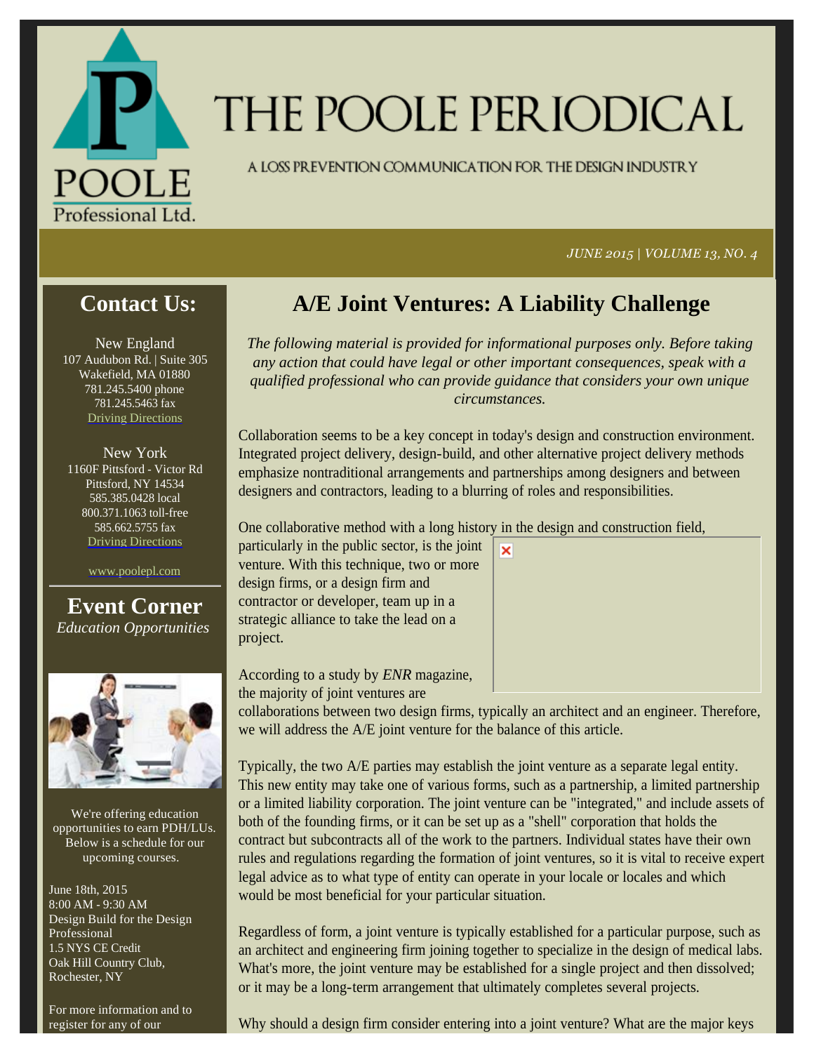# THE POOLE PERIODICAL

A LOSS PREVENTION COMMUNICATION FOR THE DESIGN INDUSTRY

*JUNE 2015 | VOLUME 13, NO. 4*

## Contact Us:

New England
107 Audubon Rd. | Suite 305
Wakefield, MA 01880
781.245.5400 phone
781.245.5463 fax
Driving Directions

New York
1160F Pittsford - Victor Rd
Pittsford, NY 14534
585.385.0428 local
800.371.1063 toll-free
585.662.5755 fax
Driving Directions

www.poolepl.com

## Event Corner

*Education Opportunities*

We're offering education opportunities to earn PDH/LUs. Below is a schedule for our upcoming courses.

June 18th, 2015
8:00 AM - 9:30 AM
Design Build for the Design Professional
1.5 NYS CE Credit
Oak Hill Country Club, Rochester, NY

For more information and to register for any of our

## A/E Joint Ventures: A Liability Challenge

*The following material is provided for informational purposes only. Before taking any action that could have legal or other important consequences, speak with a qualified professional who can provide guidance that considers your own unique circumstances.*

Collaboration seems to be a key concept in today's design and construction environment. Integrated project delivery, design-build, and other alternative project delivery methods emphasize nontraditional arrangements and partnerships among designers and between designers and contractors, leading to a blurring of roles and responsibilities.

One collaborative method with a long history in the design and construction field, particularly in the public sector, is the joint venture. With this technique, two or more design firms, or a design firm and contractor or developer, team up in a strategic alliance to take the lead on a project.

According to a study by *ENR* magazine, the majority of joint ventures are collaborations between two design firms, typically an architect and an engineer. Therefore, we will address the A/E joint venture for the balance of this article.

Typically, the two A/E parties may establish the joint venture as a separate legal entity. This new entity may take one of various forms, such as a partnership, a limited partnership or a limited liability corporation. The joint venture can be "integrated," and include assets of both of the founding firms, or it can be set up as a "shell" corporation that holds the contract but subcontracts all of the work to the partners. Individual states have their own rules and regulations regarding the formation of joint ventures, so it is vital to receive expert legal advice as to what type of entity can operate in your locale or locales and which would be most beneficial for your particular situation.

Regardless of form, a joint venture is typically established for a particular purpose, such as an architect and engineering firm joining together to specialize in the design of medical labs. What's more, the joint venture may be established for a single project and then dissolved; or it may be a long-term arrangement that ultimately completes several projects.

Why should a design firm consider entering into a joint venture? What are the major keys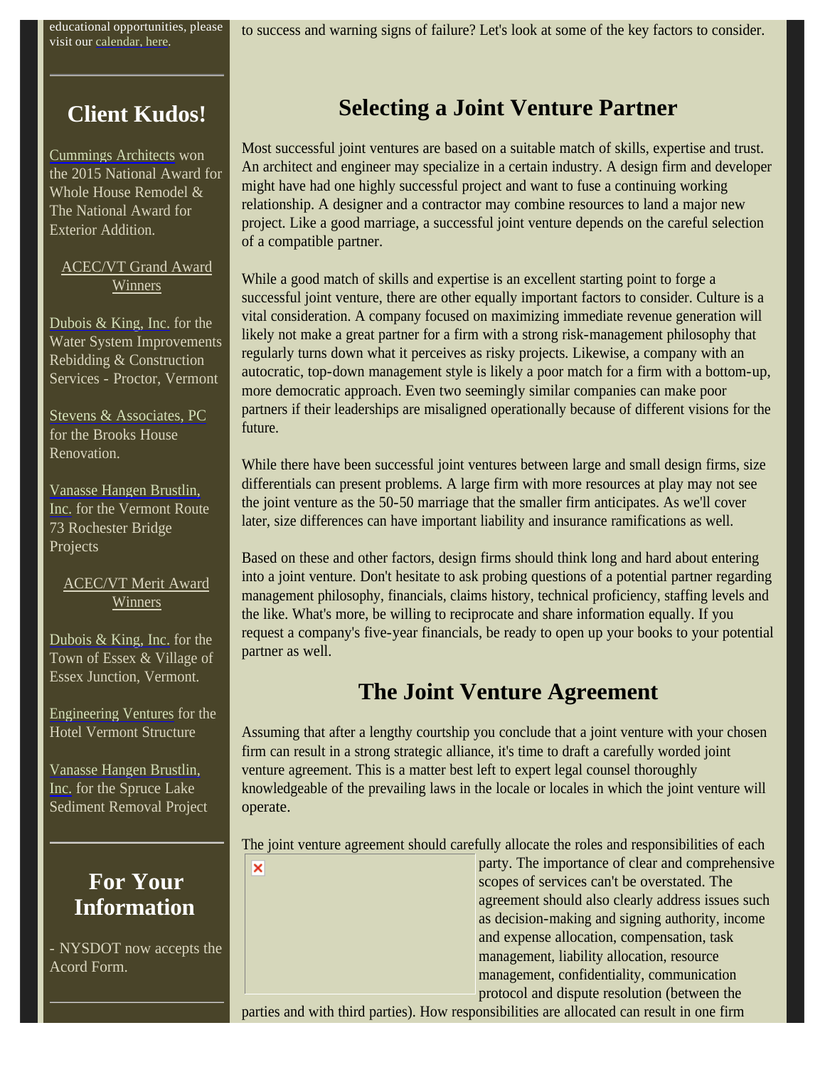educational opportunities, please visit our calendar, here.

## Client Kudos!

Cummings Architects won the 2015 National Award for Whole House Remodel & The National Award for Exterior Addition.

ACEC/VT Grand Award Winners

Dubois & King, Inc. for the Water System Improvements Rebidding & Construction Services - Proctor, Vermont

Stevens & Associates, PC for the Brooks House Renovation.

Vanasse Hangen Brustlin, Inc. for the Vermont Route 73 Rochester Bridge Projects

ACEC/VT Merit Award Winners

Dubois & King, Inc. for the Town of Essex & Village of Essex Junction, Vermont.

Engineering Ventures for the Hotel Vermont Structure

Vanasse Hangen Brustlin, Inc. for the Spruce Lake Sediment Removal Project

## For Your Information

- NYSDOT now accepts the Acord Form.

to success and warning signs of failure? Let's look at some of the key factors to consider.

## Selecting a Joint Venture Partner

Most successful joint ventures are based on a suitable match of skills, expertise and trust. An architect and engineer may specialize in a certain industry. A design firm and developer might have had one highly successful project and want to fuse a continuing working relationship. A designer and a contractor may combine resources to land a major new project. Like a good marriage, a successful joint venture depends on the careful selection of a compatible partner.

While a good match of skills and expertise is an excellent starting point to forge a successful joint venture, there are other equally important factors to consider. Culture is a vital consideration. A company focused on maximizing immediate revenue generation will likely not make a great partner for a firm with a strong risk-management philosophy that regularly turns down what it perceives as risky projects. Likewise, a company with an autocratic, top-down management style is likely a poor match for a firm with a bottom-up, more democratic approach. Even two seemingly similar companies can make poor partners if their leaderships are misaligned operationally because of different visions for the future.

While there have been successful joint ventures between large and small design firms, size differentials can present problems. A large firm with more resources at play may not see the joint venture as the 50-50 marriage that the smaller firm anticipates. As we'll cover later, size differences can have important liability and insurance ramifications as well.

Based on these and other factors, design firms should think long and hard about entering into a joint venture. Don't hesitate to ask probing questions of a potential partner regarding management philosophy, financials, claims history, technical proficiency, staffing levels and the like. What's more, be willing to reciprocate and share information equally. If you request a company's five-year financials, be ready to open up your books to your potential partner as well.

## The Joint Venture Agreement

Assuming that after a lengthy courtship you conclude that a joint venture with your chosen firm can result in a strong strategic alliance, it's time to draft a carefully worded joint venture agreement. This is a matter best left to expert legal counsel thoroughly knowledgeable of the prevailing laws in the locale or locales in which the joint venture will operate.

The joint venture agreement should carefully allocate the roles and responsibilities of each party. The importance of clear and comprehensive scopes of services can't be overstated. The agreement should also clearly address issues such as decision-making and signing authority, income and expense allocation, compensation, task management, liability allocation, resource management, confidentiality, communication protocol and dispute resolution (between the parties and with third parties). How responsibilities are allocated can result in one firm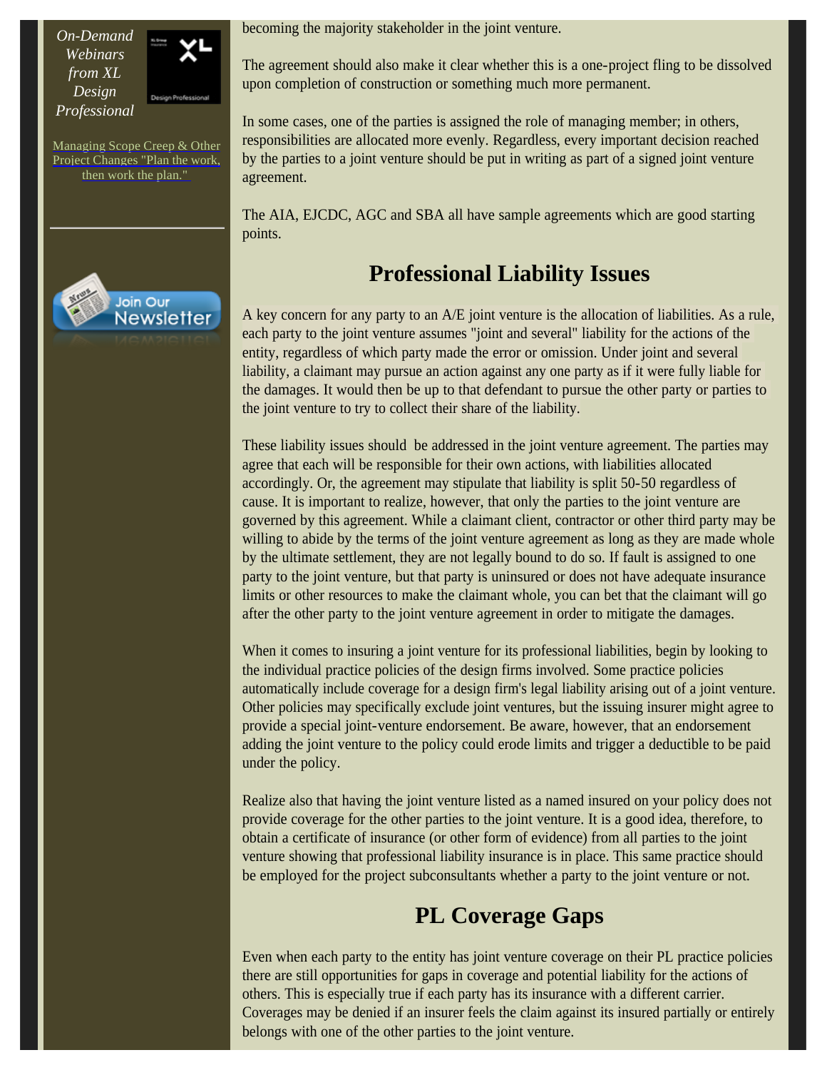*On-Demand Webinars from XL Design Professional*

Managing Scope Creep & Other Project Changes "Plan the work, then work the plan."

Join Our Newsletter

becoming the majority stakeholder in the joint venture.

The agreement should also make it clear whether this is a one-project fling to be dissolved upon completion of construction or something much more permanent.

In some cases, one of the parties is assigned the role of managing member; in others, responsibilities are allocated more evenly. Regardless, every important decision reached by the parties to a joint venture should be put in writing as part of a signed joint venture agreement.

The AIA, EJCDC, AGC and SBA all have sample agreements which are good starting points.

## Professional Liability Issues

A key concern for any party to an A/E joint venture is the allocation of liabilities. As a rule, each party to the joint venture assumes "joint and several" liability for the actions of the entity, regardless of which party made the error or omission. Under joint and several liability, a claimant may pursue an action against any one party as if it were fully liable for the damages. It would then be up to that defendant to pursue the other party or parties to the joint venture to try to collect their share of the liability.

These liability issues should be addressed in the joint venture agreement. The parties may agree that each will be responsible for their own actions, with liabilities allocated accordingly. Or, the agreement may stipulate that liability is split 50-50 regardless of cause. It is important to realize, however, that only the parties to the joint venture are governed by this agreement. While a claimant client, contractor or other third party may be willing to abide by the terms of the joint venture agreement as long as they are made whole by the ultimate settlement, they are not legally bound to do so. If fault is assigned to one party to the joint venture, but that party is uninsured or does not have adequate insurance limits or other resources to make the claimant whole, you can bet that the claimant will go after the other party to the joint venture agreement in order to mitigate the damages.

When it comes to insuring a joint venture for its professional liabilities, begin by looking to the individual practice policies of the design firms involved. Some practice policies automatically include coverage for a design firm's legal liability arising out of a joint venture. Other policies may specifically exclude joint ventures, but the issuing insurer might agree to provide a special joint-venture endorsement. Be aware, however, that an endorsement adding the joint venture to the policy could erode limits and trigger a deductible to be paid under the policy.

Realize also that having the joint venture listed as a named insured on your policy does not provide coverage for the other parties to the joint venture. It is a good idea, therefore, to obtain a certificate of insurance (or other form of evidence) from all parties to the joint venture showing that professional liability insurance is in place. This same practice should be employed for the project subconsultants whether a party to the joint venture or not.

## PL Coverage Gaps

Even when each party to the entity has joint venture coverage on their PL practice policies there are still opportunities for gaps in coverage and potential liability for the actions of others. This is especially true if each party has its insurance with a different carrier. Coverages may be denied if an insurer feels the claim against its insured partially or entirely belongs with one of the other parties to the joint venture.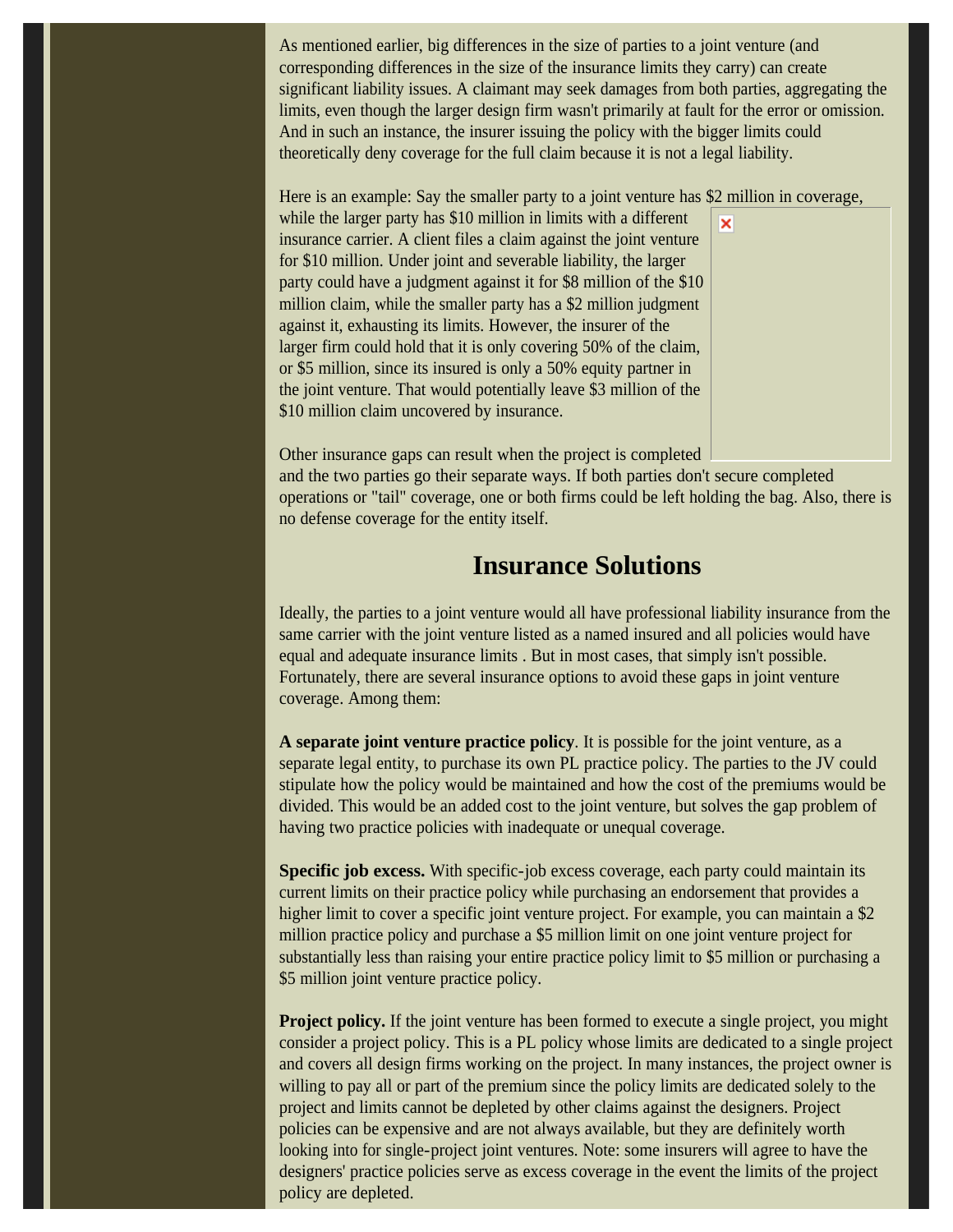As mentioned earlier, big differences in the size of parties to a joint venture (and corresponding differences in the size of the insurance limits they carry) can create significant liability issues. A claimant may seek damages from both parties, aggregating the limits, even though the larger design firm wasn't primarily at fault for the error or omission. And in such an instance, the insurer issuing the policy with the bigger limits could theoretically deny coverage for the full claim because it is not a legal liability.

Here is an example: Say the smaller party to a joint venture has $2 million in coverage, while the larger party has $10 million in limits with a different insurance carrier. A client files a claim against the joint venture for $10 million. Under joint and severable liability, the larger party could have a judgment against it for $8 million of the $10 million claim, while the smaller party has a $2 million judgment against it, exhausting its limits. However, the insurer of the larger firm could hold that it is only covering 50% of the claim, or $5 million, since its insured is only a 50% equity partner in the joint venture. That would potentially leave $3 million of the $10 million claim uncovered by insurance.

Other insurance gaps can result when the project is completed and the two parties go their separate ways. If both parties don't secure completed operations or "tail" coverage, one or both firms could be left holding the bag. Also, there is no defense coverage for the entity itself.

## Insurance Solutions

Ideally, the parties to a joint venture would all have professional liability insurance from the same carrier with the joint venture listed as a named insured and all policies would have equal and adequate insurance limits . But in most cases, that simply isn't possible. Fortunately, there are several insurance options to avoid these gaps in joint venture coverage. Among them:

**A separate joint venture practice policy**. It is possible for the joint venture, as a separate legal entity, to purchase its own PL practice policy. The parties to the JV could stipulate how the policy would be maintained and how the cost of the premiums would be divided. This would be an added cost to the joint venture, but solves the gap problem of having two practice policies with inadequate or unequal coverage.

**Specific job excess.** With specific-job excess coverage, each party could maintain its current limits on their practice policy while purchasing an endorsement that provides a higher limit to cover a specific joint venture project. For example, you can maintain a $2 million practice policy and purchase a $5 million limit on one joint venture project for substantially less than raising your entire practice policy limit to $5 million or purchasing a $5 million joint venture practice policy.

**Project policy.** If the joint venture has been formed to execute a single project, you might consider a project policy. This is a PL policy whose limits are dedicated to a single project and covers all design firms working on the project. In many instances, the project owner is willing to pay all or part of the premium since the policy limits are dedicated solely to the project and limits cannot be depleted by other claims against the designers. Project policies can be expensive and are not always available, but they are definitely worth looking into for single-project joint ventures. Note: some insurers will agree to have the designers' practice policies serve as excess coverage in the event the limits of the project policy are depleted.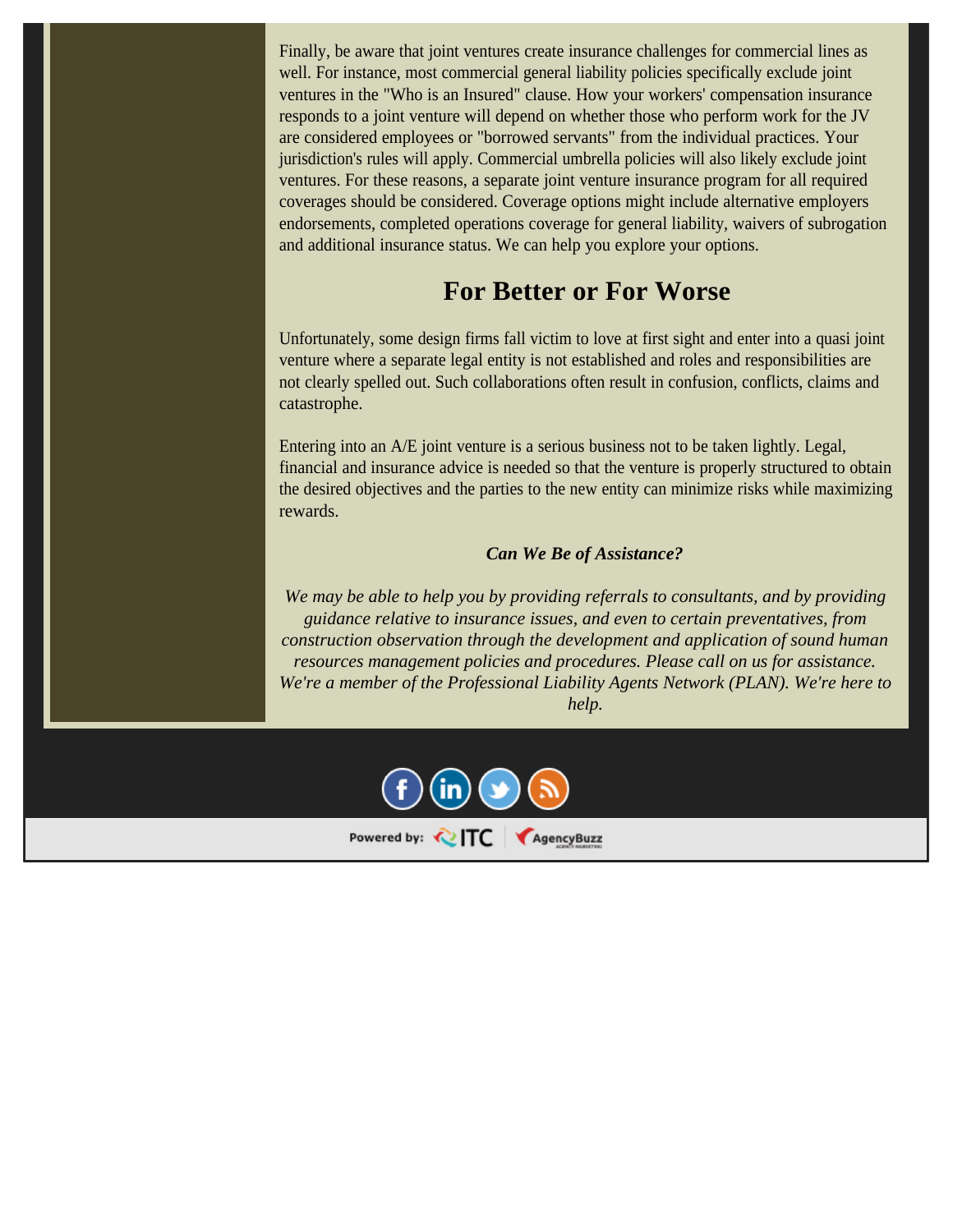Finally, be aware that joint ventures create insurance challenges for commercial lines as well. For instance, most commercial general liability policies specifically exclude joint ventures in the "Who is an Insured" clause. How your workers' compensation insurance responds to a joint venture will depend on whether those who perform work for the JV are considered employees or "borrowed servants" from the individual practices. Your jurisdiction's rules will apply. Commercial umbrella policies will also likely exclude joint ventures. For these reasons, a separate joint venture insurance program for all required coverages should be considered. Coverage options might include alternative employers endorsements, completed operations coverage for general liability, waivers of subrogation and additional insurance status. We can help you explore your options.

## For Better or For Worse

Unfortunately, some design firms fall victim to love at first sight and enter into a quasi joint venture where a separate legal entity is not established and roles and responsibilities are not clearly spelled out. Such collaborations often result in confusion, conflicts, claims and catastrophe.

Entering into an A/E joint venture is a serious business not to be taken lightly. Legal, financial and insurance advice is needed so that the venture is properly structured to obtain the desired objectives and the parties to the new entity can minimize risks while maximizing rewards.

***Can We Be of Assistance?***

*We may be able to help you by providing referrals to consultants, and by providing guidance relative to insurance issues, and even to certain preventatives, from construction observation through the development and application of sound human resources management policies and procedures. Please call on us for assistance. We're a member of the Professional Liability Agents Network (PLAN). We're here to help.*

Powered by: ITC AgencyBuzz